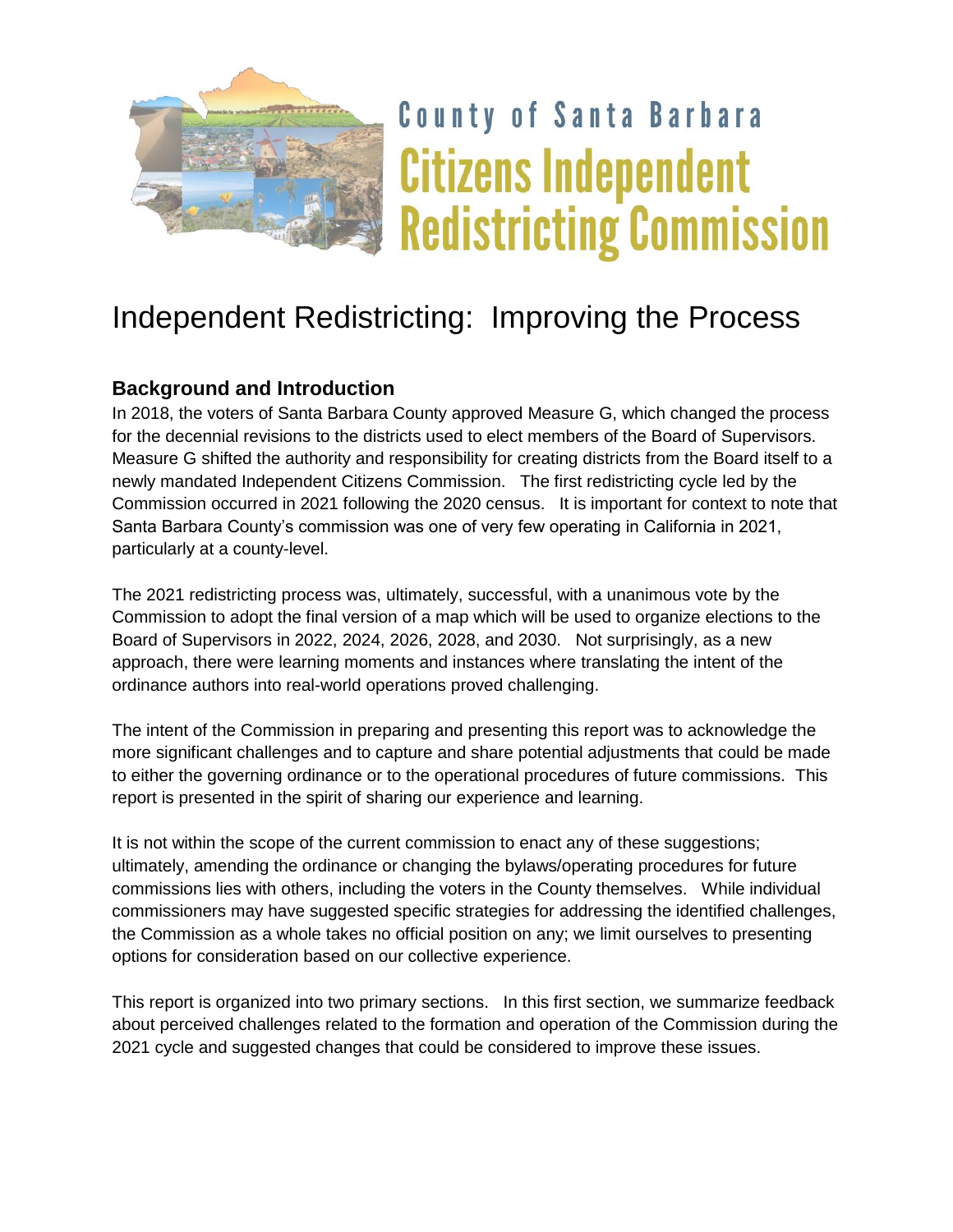County of Santa Barbara
**Citizens Independent Redistricting Commission**

# Independent Redistricting: Improving the Process

## Background and Introduction

In 2018, the voters of Santa Barbara County approved Measure G, which changed the process for the decennial revisions to the districts used to elect members of the Board of Supervisors. Measure G shifted the authority and responsibility for creating districts from the Board itself to a newly mandated Independent Citizens Commission. The first redistricting cycle led by the Commission occurred in 2021 following the 2020 census. It is important for context to note that Santa Barbara County's commission was one of very few operating in California in 2021, particularly at a county-level.

The 2021 redistricting process was, ultimately, successful, with a unanimous vote by the Commission to adopt the final version of a map which will be used to organize elections to the Board of Supervisors in 2022, 2024, 2026, 2028, and 2030. Not surprisingly, as a new approach, there were learning moments and instances where translating the intent of the ordinance authors into real-world operations proved challenging.

The intent of the Commission in preparing and presenting this report was to acknowledge the more significant challenges and to capture and share potential adjustments that could be made to either the governing ordinance or to the operational procedures of future commissions. This report is presented in the spirit of sharing our experience and learning.

It is not within the scope of the current commission to enact any of these suggestions; ultimately, amending the ordinance or changing the bylaws/operating procedures for future commissions lies with others, including the voters in the County themselves. While individual commissioners may have suggested specific strategies for addressing the identified challenges, the Commission as a whole takes no official position on any; we limit ourselves to presenting options for consideration based on our collective experience.

This report is organized into two primary sections. In this first section, we summarize feedback about perceived challenges related to the formation and operation of the Commission during the 2021 cycle and suggested changes that could be considered to improve these issues.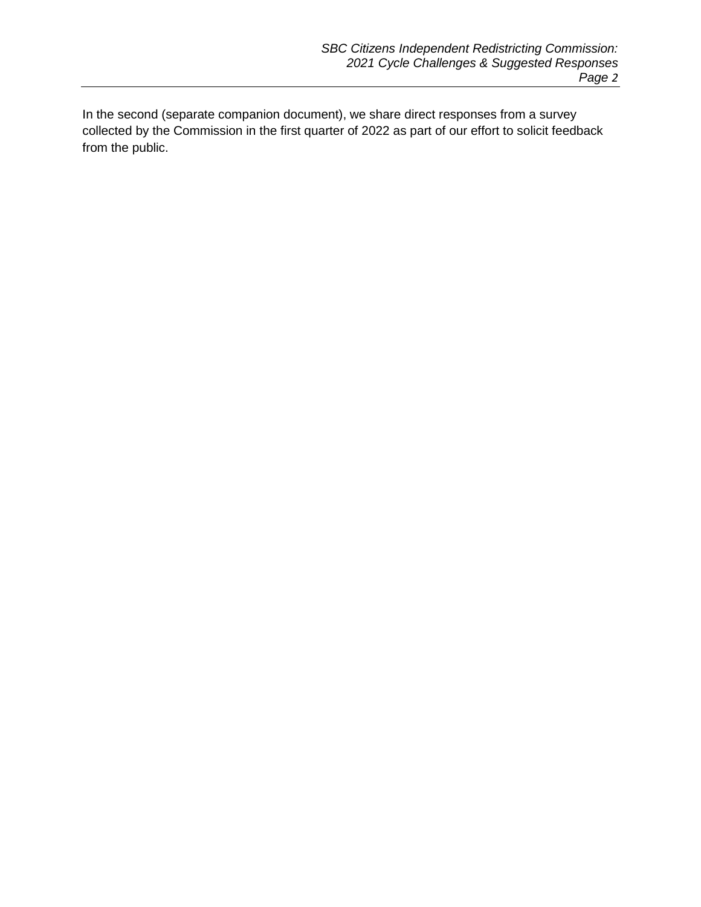In the second (separate companion document), we share direct responses from a survey collected by the Commission in the first quarter of 2022 as part of our effort to solicit feedback from the public.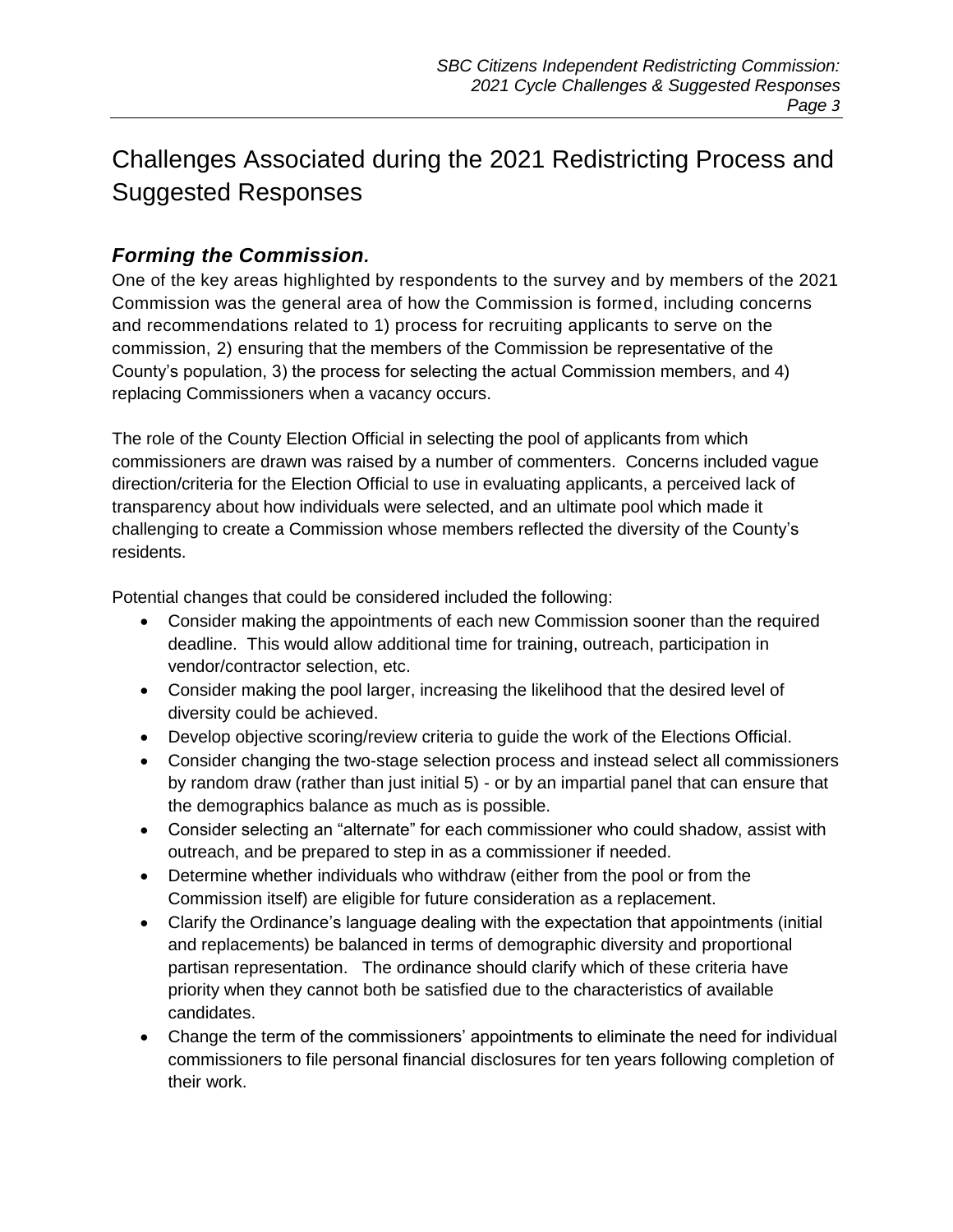# Challenges Associated during the 2021 Redistricting Process and Suggested Responses

## *Forming the Commission.*

One of the key areas highlighted by respondents to the survey and by members of the 2021 Commission was the general area of how the Commission is formed, including concerns and recommendations related to 1) process for recruiting applicants to serve on the commission, 2) ensuring that the members of the Commission be representative of the County's population, 3) the process for selecting the actual Commission members, and 4) replacing Commissioners when a vacancy occurs.

The role of the County Election Official in selecting the pool of applicants from which commissioners are drawn was raised by a number of commenters. Concerns included vague direction/criteria for the Election Official to use in evaluating applicants, a perceived lack of transparency about how individuals were selected, and an ultimate pool which made it challenging to create a Commission whose members reflected the diversity of the County's residents.

Potential changes that could be considered included the following:

- Consider making the appointments of each new Commission sooner than the required deadline. This would allow additional time for training, outreach, participation in vendor/contractor selection, etc.
- Consider making the pool larger, increasing the likelihood that the desired level of diversity could be achieved.
- Develop objective scoring/review criteria to guide the work of the Elections Official.
- Consider changing the two-stage selection process and instead select all commissioners by random draw (rather than just initial 5) - or by an impartial panel that can ensure that the demographics balance as much as is possible.
- Consider selecting an "alternate" for each commissioner who could shadow, assist with outreach, and be prepared to step in as a commissioner if needed.
- Determine whether individuals who withdraw (either from the pool or from the Commission itself) are eligible for future consideration as a replacement.
- Clarify the Ordinance's language dealing with the expectation that appointments (initial and replacements) be balanced in terms of demographic diversity and proportional partisan representation. The ordinance should clarify which of these criteria have priority when they cannot both be satisfied due to the characteristics of available candidates.
- Change the term of the commissioners' appointments to eliminate the need for individual commissioners to file personal financial disclosures for ten years following completion of their work.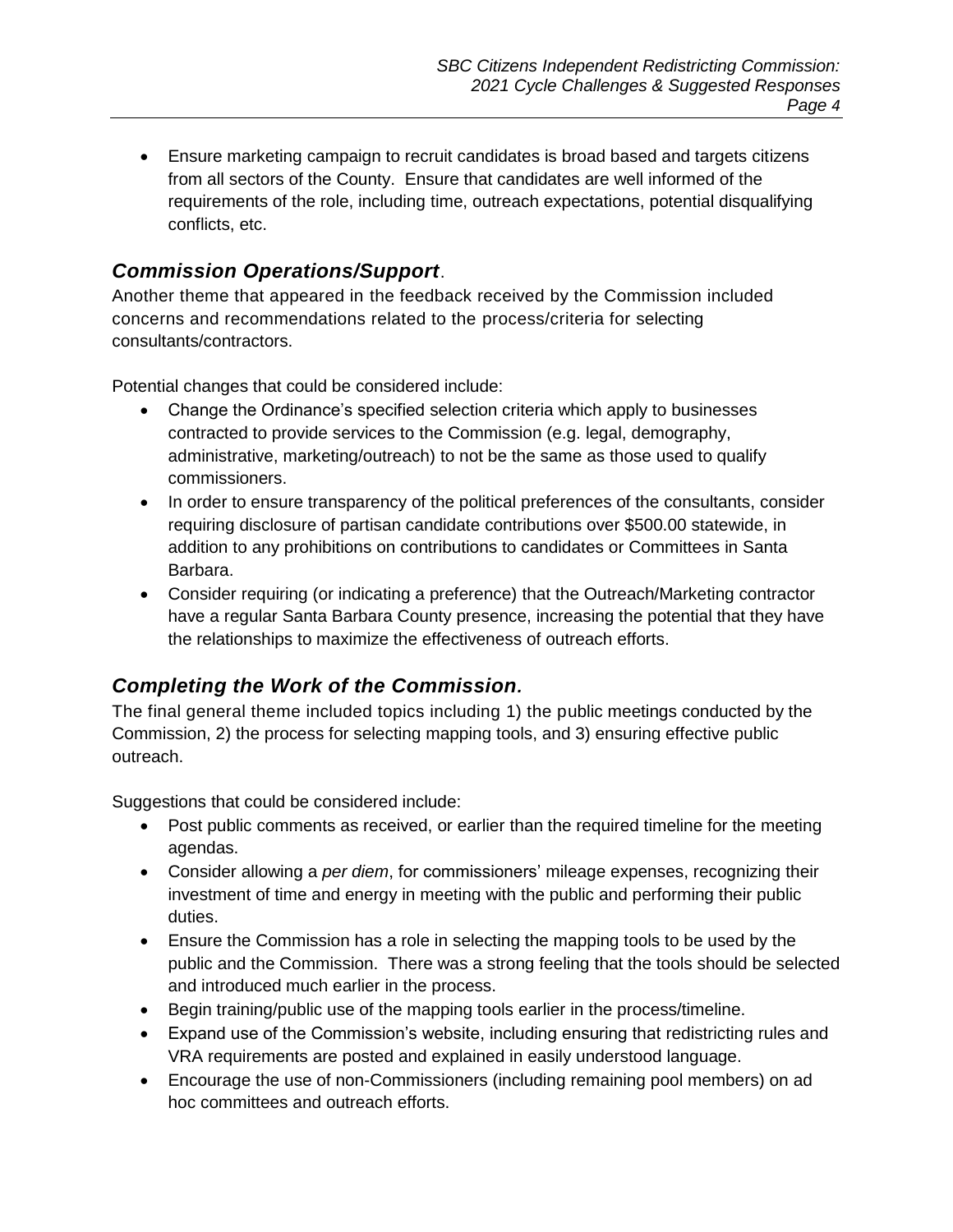- Ensure marketing campaign to recruit candidates is broad based and targets citizens from all sectors of the County. Ensure that candidates are well informed of the requirements of the role, including time, outreach expectations, potential disqualifying conflicts, etc.

## ***Commission Operations/Support***.

Another theme that appeared in the feedback received by the Commission included concerns and recommendations related to the process/criteria for selecting consultants/contractors.

Potential changes that could be considered include:

- Change the Ordinance's specified selection criteria which apply to businesses contracted to provide services to the Commission (e.g. legal, demography, administrative, marketing/outreach) to not be the same as those used to qualify commissioners.
- In order to ensure transparency of the political preferences of the consultants, consider requiring disclosure of partisan candidate contributions over $500.00 statewide, in addition to any prohibitions on contributions to candidates or Committees in Santa Barbara.
- Consider requiring (or indicating a preference) that the Outreach/Marketing contractor have a regular Santa Barbara County presence, increasing the potential that they have the relationships to maximize the effectiveness of outreach efforts.

## ***Completing the Work of the Commission.***

The final general theme included topics including 1) the public meetings conducted by the Commission, 2) the process for selecting mapping tools, and 3) ensuring effective public outreach.

Suggestions that could be considered include:

- Post public comments as received, or earlier than the required timeline for the meeting agendas.
- Consider allowing a *per diem*, for commissioners' mileage expenses, recognizing their investment of time and energy in meeting with the public and performing their public duties.
- Ensure the Commission has a role in selecting the mapping tools to be used by the public and the Commission. There was a strong feeling that the tools should be selected and introduced much earlier in the process.
- Begin training/public use of the mapping tools earlier in the process/timeline.
- Expand use of the Commission's website, including ensuring that redistricting rules and VRA requirements are posted and explained in easily understood language.
- Encourage the use of non-Commissioners (including remaining pool members) on ad hoc committees and outreach efforts.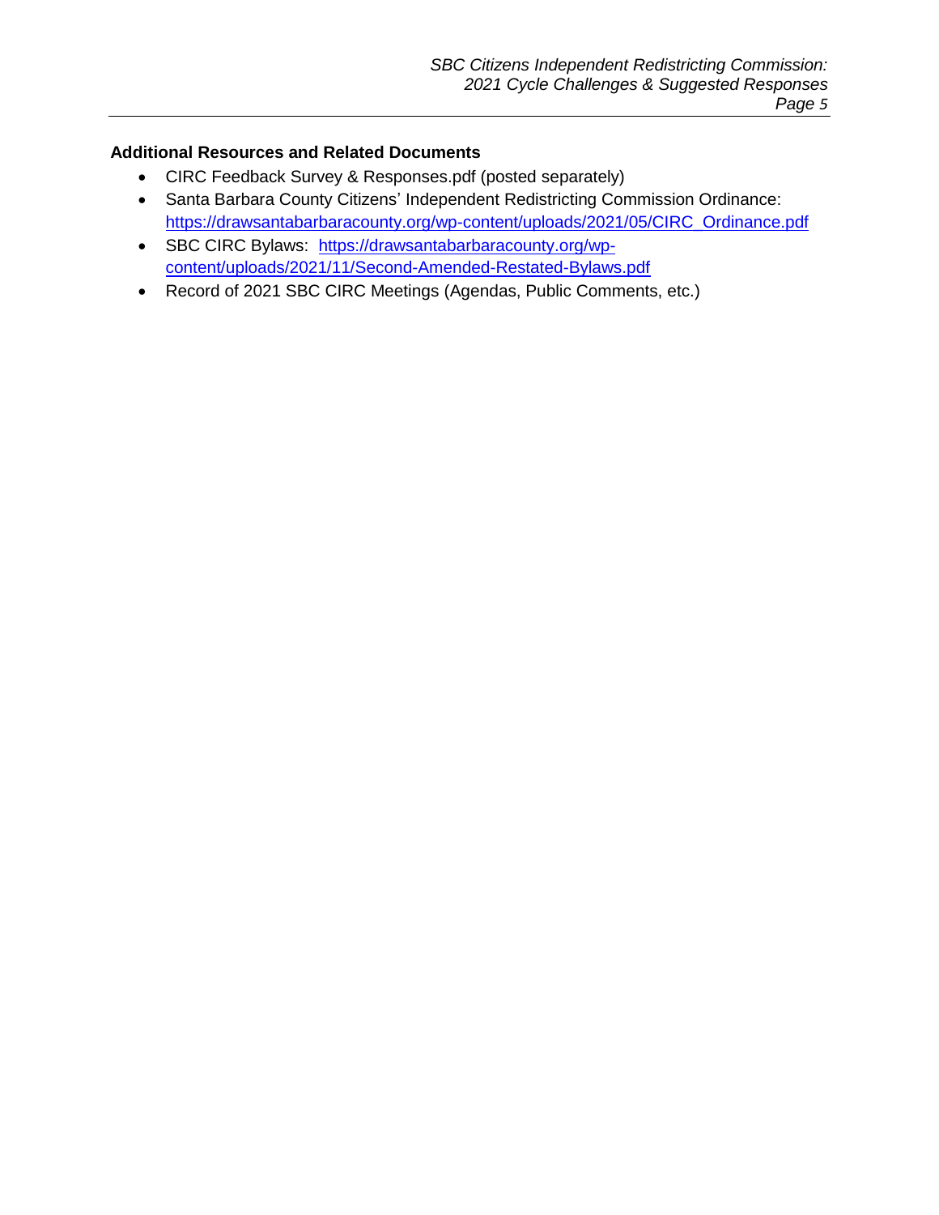**Additional Resources and Related Documents**

- CIRC Feedback Survey & Responses.pdf (posted separately)
- Santa Barbara County Citizens' Independent Redistricting Commission Ordinance: https://drawsantabarbaracounty.org/wp-content/uploads/2021/05/CIRC_Ordinance.pdf
- SBC CIRC Bylaws: https://drawsantabarbaracounty.org/wp-content/uploads/2021/11/Second-Amended-Restated-Bylaws.pdf
- Record of 2021 SBC CIRC Meetings (Agendas, Public Comments, etc.)